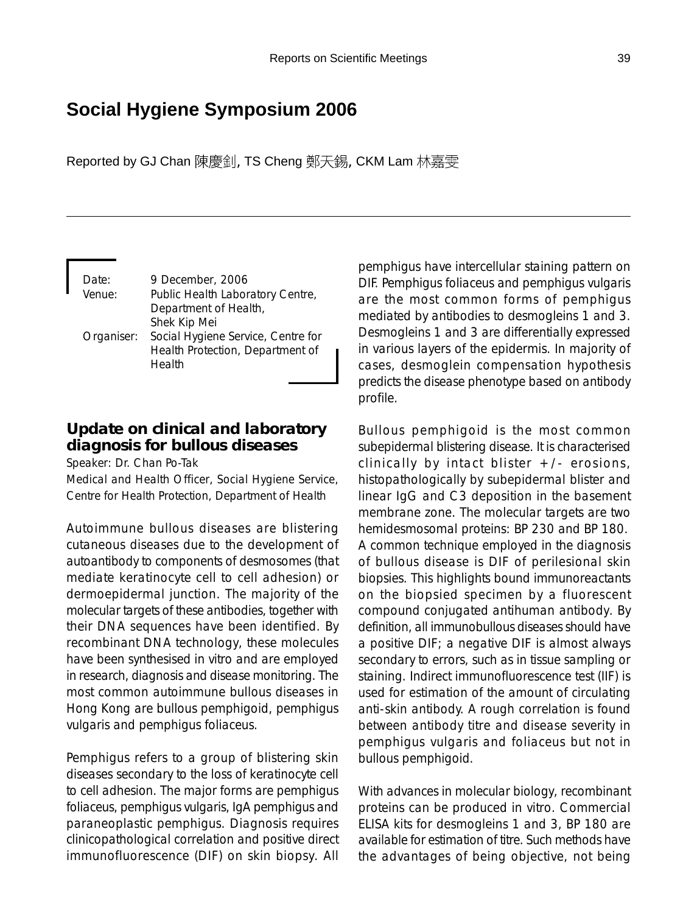# Social Hygiene Symposium 2006

Reported by GJ Chan 陳慶釗, TS Cheng 鄭天錫, CKM Lam 林嘉雯

Date: 9 December, 2006
Venue: Public Health Laboratory Centre, Department of Health, Shek Kip Mei
Organiser: Social Hygiene Service, Centre for Health Protection, Department of Health

## Update on clinical and laboratory diagnosis for bullous diseases

Speaker: Dr. Chan Po-Tak

Medical and Health Officer, Social Hygiene Service, Centre for Health Protection, Department of Health

Autoimmune bullous diseases are blistering cutaneous diseases due to the development of autoantibody to components of desmosomes (that mediate keratinocyte cell to cell adhesion) or dermoepidermal junction. The majority of the molecular targets of these antibodies, together with their DNA sequences have been identified. By recombinant DNA technology, these molecules have been synthesised in vitro and are employed in research, diagnosis and disease monitoring. The most common autoimmune bullous diseases in Hong Kong are bullous pemphigoid, pemphigus vulgaris and pemphigus foliaceus.

Pemphigus refers to a group of blistering skin diseases secondary to the loss of keratinocyte cell to cell adhesion. The major forms are pemphigus foliaceus, pemphigus vulgaris, IgA pemphigus and paraneoplastic pemphigus. Diagnosis requires clinicopathological correlation and positive direct immunofluorescence (DIF) on skin biopsy. All pemphigus have intercellular staining pattern on DIF. Pemphigus foliaceus and pemphigus vulgaris are the most common forms of pemphigus mediated by antibodies to desmogleins 1 and 3. Desmogleins 1 and 3 are differentially expressed in various layers of the epidermis. In majority of cases, desmoglein compensation hypothesis predicts the disease phenotype based on antibody profile.

Bullous pemphigoid is the most common subepidermal blistering disease. It is characterised clinically by intact blister +/- erosions, histopathologically by subepidermal blister and linear IgG and C3 deposition in the basement membrane zone. The molecular targets are two hemidesmosomal proteins: BP 230 and BP 180. A common technique employed in the diagnosis of bullous disease is DIF of perilesional skin biopsies. This highlights bound immunoreactants on the biopsied specimen by a fluorescent compound conjugated antihuman antibody. By definition, all immunobullous diseases should have a positive DIF; a negative DIF is almost always secondary to errors, such as in tissue sampling or staining. Indirect immunofluorescence test (IIF) is used for estimation of the amount of circulating anti-skin antibody. A rough correlation is found between antibody titre and disease severity in pemphigus vulgaris and foliaceus but not in bullous pemphigoid.

With advances in molecular biology, recombinant proteins can be produced in vitro. Commercial ELISA kits for desmogleins 1 and 3, BP 180 are available for estimation of titre. Such methods have the advantages of being objective, not being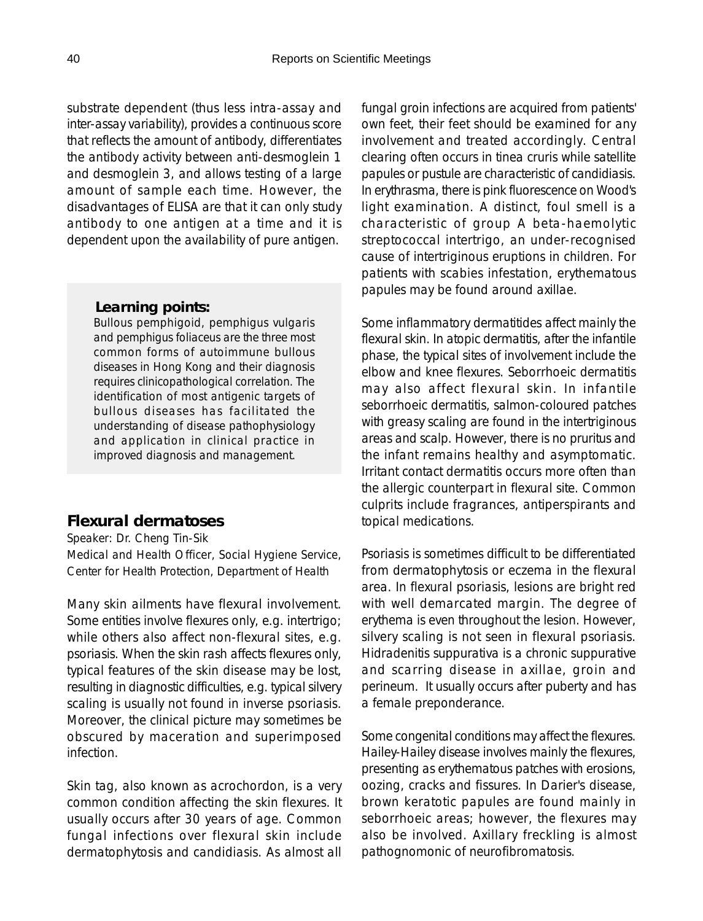substrate dependent (thus less intra-assay and inter-assay variability), provides a continuous score that reflects the amount of antibody, differentiates the antibody activity between anti-desmoglein 1 and desmoglein 3, and allows testing of a large amount of sample each time. However, the disadvantages of ELISA are that it can only study antibody to one antigen at a time and it is dependent upon the availability of pure antigen.

**Learning points:**

Bullous pemphigoid, pemphigus vulgaris and pemphigus foliaceus are the three most common forms of autoimmune bullous diseases in Hong Kong and their diagnosis requires clinicopathological correlation. The identification of most antigenic targets of bullous diseases has facilitated the understanding of disease pathophysiology and application in clinical practice in improved diagnosis and management.

## Flexural dermatoses

Speaker: Dr. Cheng Tin-Sik
Medical and Health Officer, Social Hygiene Service, Center for Health Protection, Department of Health

Many skin ailments have flexural involvement. Some entities involve flexures only, e.g. intertrigo; while others also affect non-flexural sites, e.g. psoriasis. When the skin rash affects flexures only, typical features of the skin disease may be lost, resulting in diagnostic difficulties, e.g. typical silvery scaling is usually not found in inverse psoriasis. Moreover, the clinical picture may sometimes be obscured by maceration and superimposed infection.

Skin tag, also known as acrochordon, is a very common condition affecting the skin flexures. It usually occurs after 30 years of age. Common fungal infections over flexural skin include dermatophytosis and candidiasis. As almost all fungal groin infections are acquired from patients' own feet, their feet should be examined for any involvement and treated accordingly. Central clearing often occurs in tinea cruris while satellite papules or pustule are characteristic of candidiasis. In erythrasma, there is pink fluorescence on Wood's light examination. A distinct, foul smell is a characteristic of group A beta-haemolytic streptococcal intertrigo, an under-recognised cause of intertriginous eruptions in children. For patients with scabies infestation, erythematous papules may be found around axillae.

Some inflammatory dermatitides affect mainly the flexural skin. In atopic dermatitis, after the infantile phase, the typical sites of involvement include the elbow and knee flexures. Seborrhoeic dermatitis may also affect flexural skin. In infantile seborrhoeic dermatitis, salmon-coloured patches with greasy scaling are found in the intertriginous areas and scalp. However, there is no pruritus and the infant remains healthy and asymptomatic. Irritant contact dermatitis occurs more often than the allergic counterpart in flexural site. Common culprits include fragrances, antiperspirants and topical medications.

Psoriasis is sometimes difficult to be differentiated from dermatophytosis or eczema in the flexural area. In flexural psoriasis, lesions are bright red with well demarcated margin. The degree of erythema is even throughout the lesion. However, silvery scaling is not seen in flexural psoriasis. Hidradenitis suppurativa is a chronic suppurative and scarring disease in axillae, groin and perineum. It usually occurs after puberty and has a female preponderance.

Some congenital conditions may affect the flexures. Hailey-Hailey disease involves mainly the flexures, presenting as erythematous patches with erosions, oozing, cracks and fissures. In Darier's disease, brown keratotic papules are found mainly in seborrhoeic areas; however, the flexures may also be involved. Axillary freckling is almost pathognomonic of neurofibromatosis.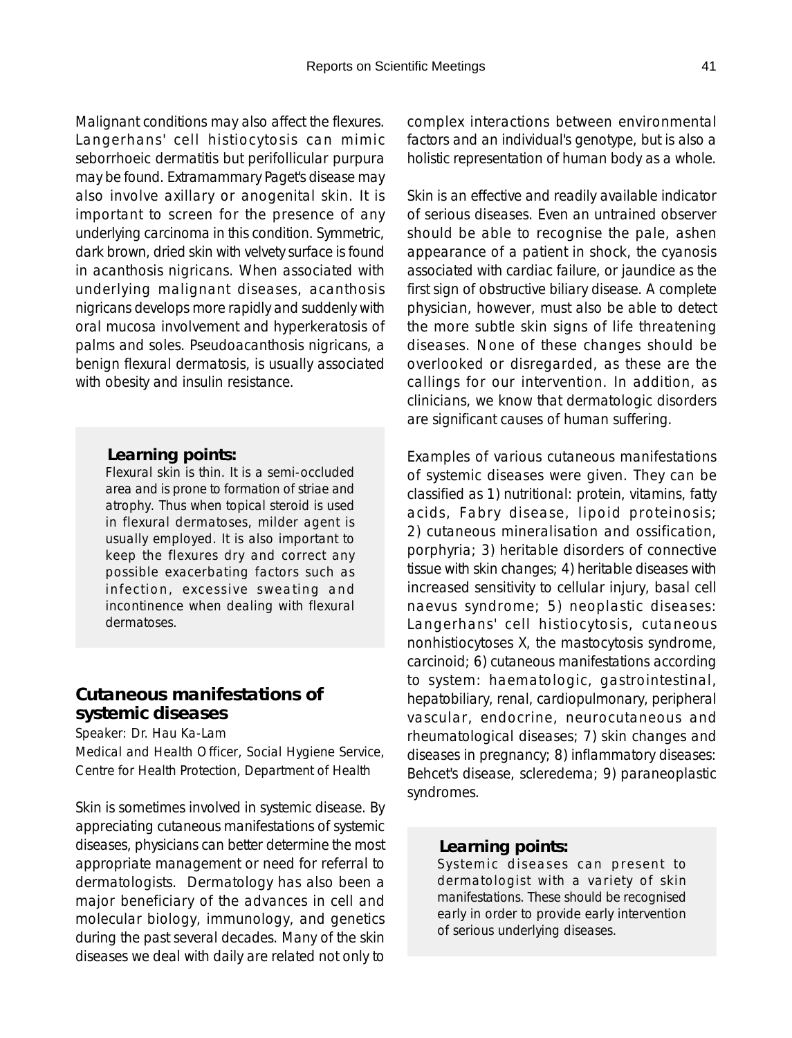Malignant conditions may also affect the flexures. Langerhans' cell histiocytosis can mimic seborrhoeic dermatitis but perifollicular purpura may be found. Extramammary Paget's disease may also involve axillary or anogenital skin. It is important to screen for the presence of any underlying carcinoma in this condition. Symmetric, dark brown, dried skin with velvety surface is found in acanthosis nigricans. When associated with underlying malignant diseases, acanthosis nigricans develops more rapidly and suddenly with oral mucosa involvement and hyperkeratosis of palms and soles. Pseudoacanthosis nigricans, a benign flexural dermatosis, is usually associated with obesity and insulin resistance.

**Learning points:**

Flexural skin is thin. It is a semi-occluded area and is prone to formation of striae and atrophy. Thus when topical steroid is used in flexural dermatoses, milder agent is usually employed. It is also important to keep the flexures dry and correct any possible exacerbating factors such as infection, excessive sweating and incontinence when dealing with flexural dermatoses.

## Cutaneous manifestations of systemic diseases

Speaker: Dr. Hau Ka-Lam

Medical and Health Officer, Social Hygiene Service, Centre for Health Protection, Department of Health

Skin is sometimes involved in systemic disease. By appreciating cutaneous manifestations of systemic diseases, physicians can better determine the most appropriate management or need for referral to dermatologists. Dermatology has also been a major beneficiary of the advances in cell and molecular biology, immunology, and genetics during the past several decades. Many of the skin diseases we deal with daily are related not only to complex interactions between environmental factors and an individual's genotype, but is also a holistic representation of human body as a whole.

Skin is an effective and readily available indicator of serious diseases. Even an untrained observer should be able to recognise the pale, ashen appearance of a patient in shock, the cyanosis associated with cardiac failure, or jaundice as the first sign of obstructive biliary disease. A complete physician, however, must also be able to detect the more subtle skin signs of life threatening diseases. None of these changes should be overlooked or disregarded, as these are the callings for our intervention. In addition, as clinicians, we know that dermatologic disorders are significant causes of human suffering.

Examples of various cutaneous manifestations of systemic diseases were given. They can be classified as 1) nutritional: protein, vitamins, fatty acids, Fabry disease, lipoid proteinosis; 2) cutaneous mineralisation and ossification, porphyria; 3) heritable disorders of connective tissue with skin changes; 4) heritable diseases with increased sensitivity to cellular injury, basal cell naevus syndrome; 5) neoplastic diseases: Langerhans' cell histiocytosis, cutaneous nonhistiocytoses X, the mastocytosis syndrome, carcinoid; 6) cutaneous manifestations according to system: haematologic, gastrointestinal, hepatobiliary, renal, cardiopulmonary, peripheral vascular, endocrine, neurocutaneous and rheumatological diseases; 7) skin changes and diseases in pregnancy; 8) inflammatory diseases: Behcet's disease, scleredema; 9) paraneoplastic syndromes.

**Learning points:**

Systemic diseases can present to dermatologist with a variety of skin manifestations. These should be recognised early in order to provide early intervention of serious underlying diseases.